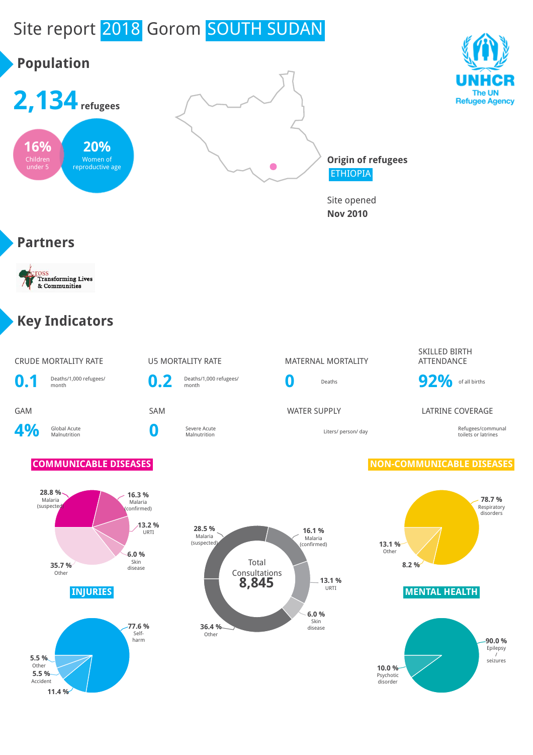# Site report 2018 Gorom SOUTH SUDAN

## Population

**2,134** refugees

**16%** Children under 5

**20%** Women of reproductive age

**Origin of refugees**
ETHIOPIA

Site opened
**Nov 2010**

UNHCR
The UN Refugee Agency

## Partners

Across Transforming Lives & Communities

## Key Indicators

| CRUDE MORTALITY RATE | U5 MORTALITY RATE | MATERNAL MORTALITY | SKILLED BIRTH ATTENDANCE |
| --- | --- | --- | --- |
| **0.1** Deaths/1,000 refugees/ month | **0.2** Deaths/1,000 refugees/ month | **0** Deaths | **92%** of all births |

| GAM | SAM | WATER SUPPLY | LATRINE COVERAGE |
| --- | --- | --- | --- |
| **4%** Global Acute Malnutrition | **0** Severe Acute Malnutrition | Liters/ person/ day | Refugees/communal toilets or latrines |

### COMMUNICABLE DISEASES

- 28.8 % Malaria (suspected)
- 16.3 % Malaria (confirmed)
- 13.2 % URTI
- 6.0 % Skin disease
- 35.7 % Other

### Total Consultations 8,845

- 28.5 % Malaria (suspected)
- 16.1 % Malaria (confirmed)
- 13.1 % URTI
- 6.0 % Skin disease
- 36.4 % Other

### NON-COMMUNICABLE DISEASES

- 78.7 % Respiratory disorders
- 13.1 % Other
- 8.2 %

### INJURIES

- 77.6 % Self-harm
- 5.5 % Other
- 5.5 % Accident
- 11.4 %

### MENTAL HEALTH

- 90.0 % Epilepsy / seizures
- 10.0 % Psychotic disorder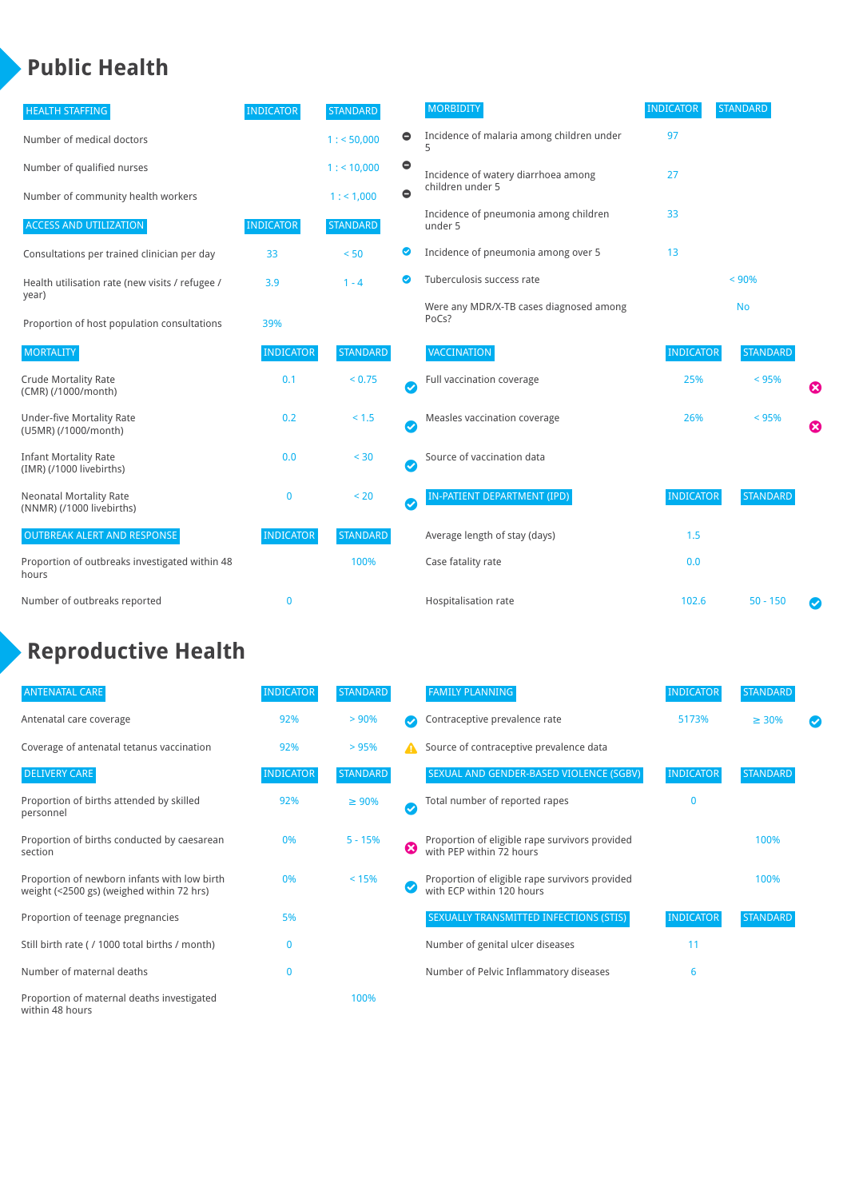## Public Health

| HEALTH STAFFING | INDICATOR | STANDARD | |
|---|---|---|---|
| Number of medical doctors | | 1 : < 50,000 | ⊖ |
| Number of qualified nurses | | 1 : < 10,000 | ⊖ |
| Number of community health workers | | 1 : < 1,000 | ⊖ |

| ACCESS AND UTILIZATION | INDICATOR | STANDARD | |
|---|---|---|---|
| Consultations per trained clinician per day | 33 | < 50 | ✔ |
| Health utilisation rate (new visits / refugee / year) | 3.9 | 1 - 4 | ✔ |
| Proportion of host population consultations | 39% | | |

| MORTALITY | INDICATOR | STANDARD | |
|---|---|---|---|
| Crude Mortality Rate (CMR) (/1000/month) | 0.1 | < 0.75 | ✔ |
| Under-five Mortality Rate (U5MR) (/1000/month) | 0.2 | < 1.5 | ✔ |
| Infant Mortality Rate (IMR) (/1000 livebirths) | 0.0 | < 30 | ✔ |
| Neonatal Mortality Rate (NNMR) (/1000 livebirths) | 0 | < 20 | ✔ |

| OUTBREAK ALERT AND RESPONSE | INDICATOR | STANDARD |
|---|---|---|
| Proportion of outbreaks investigated within 48 hours | | 100% |
| Number of outbreaks reported | 0 | |

| MORBIDITY | INDICATOR | STANDARD |
|---|---|---|
| Incidence of malaria among children under 5 | 97 | |
| Incidence of watery diarrhoea among children under 5 | 27 | |
| Incidence of pneumonia among children under 5 | 33 | |
| Incidence of pneumonia among over 5 | 13 | |
| Tuberculosis success rate | | < 90% |
| Were any MDR/X-TB cases diagnosed among PoCs? | | No |

| VACCINATION | INDICATOR | STANDARD | |
|---|---|---|---|
| Full vaccination coverage | 25% | < 95% | ✖ |
| Measles vaccination coverage | 26% | < 95% | ✖ |
| Source of vaccination data | | | |

| IN-PATIENT DEPARTMENT (IPD) | INDICATOR | STANDARD | |
|---|---|---|---|
| Average length of stay (days) | 1.5 | | |
| Case fatality rate | 0.0 | | |
| Hospitalisation rate | 102.6 | 50 - 150 | ✔ |

## Reproductive Health

| ANTENATAL CARE | INDICATOR | STANDARD | |
|---|---|---|---|
| Antenatal care coverage | 92% | > 90% | ✔ |
| Coverage of antenatal tetanus vaccination | 92% | > 95% | ⚠ |

| DELIVERY CARE | INDICATOR | STANDARD | |
|---|---|---|---|
| Proportion of births attended by skilled personnel | 92% | ≥ 90% | ✔ |
| Proportion of births conducted by caesarean section | 0% | 5 - 15% | ✖ |
| Proportion of newborn infants with low birth weight (<2500 gs) (weighed within 72 hrs) | 0% | < 15% | ✔ |
| Proportion of teenage pregnancies | 5% | | |
| Still birth rate ( / 1000 total births / month) | 0 | | |
| Number of maternal deaths | 0 | | |
| Proportion of maternal deaths investigated within 48 hours | | 100% | |

| FAMILY PLANNING | INDICATOR | STANDARD | |
|---|---|---|---|
| Contraceptive prevalence rate | 5173% | ≥ 30% | ✔ |
| Source of contraceptive prevalence data | | | |

| SEXUAL AND GENDER-BASED VIOLENCE (SGBV) | INDICATOR | STANDARD |
|---|---|---|
| Total number of reported rapes | 0 | |
| Proportion of eligible rape survivors provided with PEP within 72 hours | | 100% |
| Proportion of eligible rape survivors provided with ECP within 120 hours | | 100% |

| SEXUALLY TRANSMITTED INFECTIONS (STIS) | INDICATOR | STANDARD |
|---|---|---|
| Number of genital ulcer diseases | 11 | |
| Number of Pelvic Inflammatory diseases | 6 | |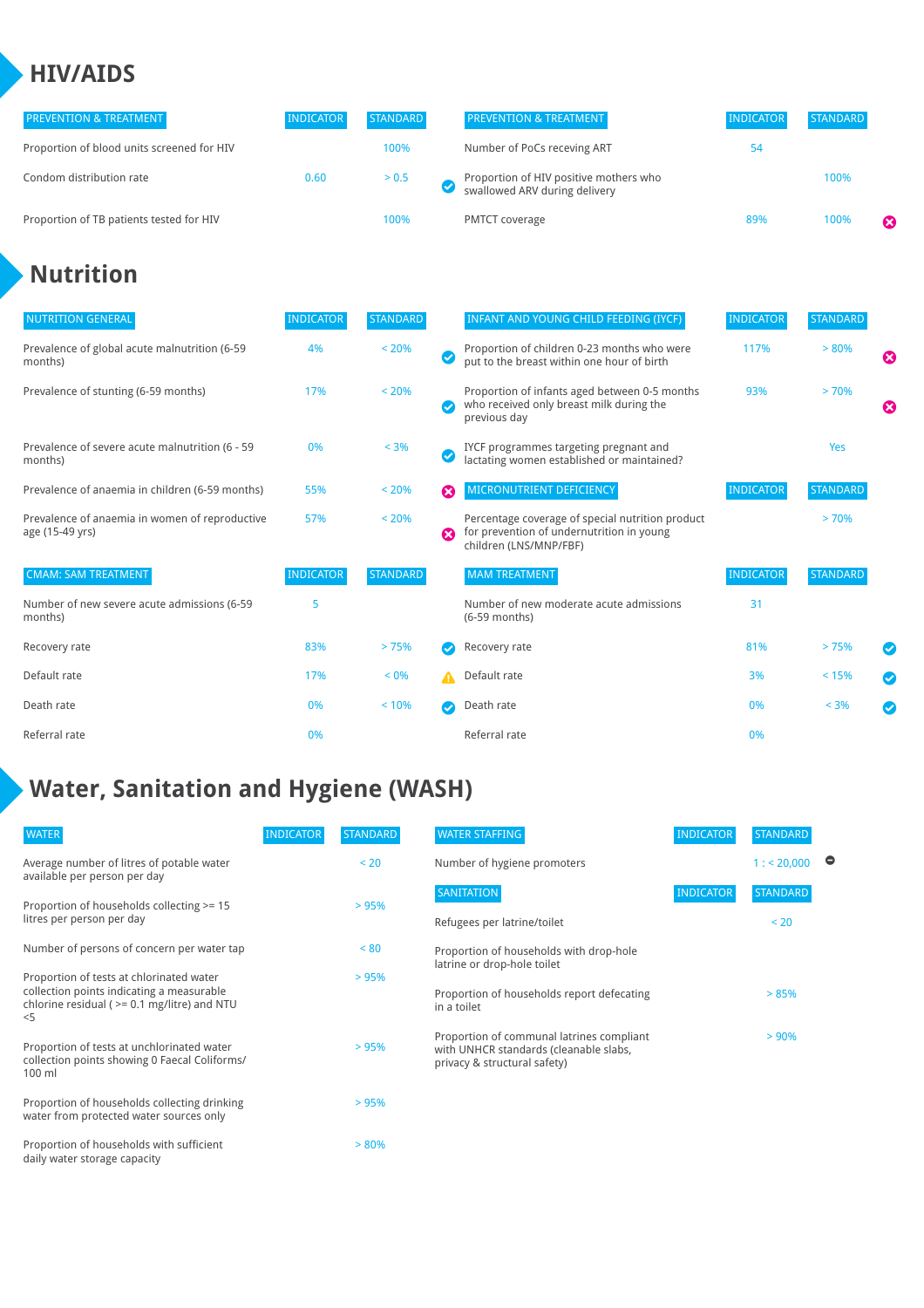# HIV/AIDS

| PREVENTION & TREATMENT | INDICATOR | STANDARD | |
|---|---|---|---|
| Proportion of blood units screened for HIV | | 100% | |
| Condom distribution rate | 0.60 | > 0.5 | ✔ |
| Proportion of TB patients tested for HIV | | 100% | |

| PREVENTION & TREATMENT | INDICATOR | STANDARD | |
|---|---|---|---|
| Number of PoCs receving ART | 54 | | |
| Proportion of HIV positive mothers who swallowed ARV during delivery | | 100% | |
| PMTCT coverage | 89% | 100% | ✖ |

# Nutrition

| NUTRITION GENERAL | INDICATOR | STANDARD | |
|---|---|---|---|
| Prevalence of global acute malnutrition (6-59 months) | 4% | < 20% | ✔ |
| Prevalence of stunting (6-59 months) | 17% | < 20% | ✔ |
| Prevalence of severe acute malnutrition (6 - 59 months) | 0% | < 3% | ✔ |
| Prevalence of anaemia in children (6-59 months) | 55% | < 20% | ✖ |
| Prevalence of anaemia in women of reproductive age (15-49 yrs) | 57% | < 20% | ✖ |

| INFANT AND YOUNG CHILD FEEDING (IYCF) | INDICATOR | STANDARD | |
|---|---|---|---|
| Proportion of children 0-23 months who were put to the breast within one hour of birth | 117% | > 80% | ✖ |
| Proportion of infants aged between 0-5 months who received only breast milk during the previous day | 93% | > 70% | ✖ |
| IYCF programmes targeting pregnant and lactating women established or maintained? | | Yes | |

| MICRONUTRIENT DEFICIENCY | INDICATOR | STANDARD | |
|---|---|---|---|
| Percentage coverage of special nutrition product for prevention of undernutrition in young children (LNS/MNP/FBF) | | > 70% | |

| CMAM: SAM TREATMENT | INDICATOR | STANDARD | |
|---|---|---|---|
| Number of new severe acute admissions (6-59 months) | 5 | | |
| Recovery rate | 83% | > 75% | ✔ |
| Default rate | 17% | < 0% | ⚠ |
| Death rate | 0% | < 10% | ✔ |
| Referral rate | 0% | | |

| MAM TREATMENT | INDICATOR | STANDARD | |
|---|---|---|---|
| Number of new moderate acute admissions (6-59 months) | 31 | | |
| Recovery rate | 81% | > 75% | ✔ |
| Default rate | 3% | < 15% | ✔ |
| Death rate | 0% | < 3% | ✔ |
| Referral rate | 0% | | |

# Water, Sanitation and Hygiene (WASH)

| WATER | INDICATOR | STANDARD |
|---|---|---|
| Average number of litres of potable water available per person per day | | < 20 |
| Proportion of households collecting >= 15 litres per person per day | | > 95% |
| Number of persons of concern per water tap | | < 80 |
| Proportion of tests at chlorinated water collection points indicating a measurable chlorine residual ( >= 0.1 mg/litre) and NTU <5 | | > 95% |
| Proportion of tests at unchlorinated water collection points showing 0 Faecal Coliforms/ 100 ml | | > 95% |
| Proportion of households collecting drinking water from protected water sources only | | > 95% |
| Proportion of households with sufficient daily water storage capacity | | > 80% |

| WATER STAFFING | INDICATOR | STANDARD | |
|---|---|---|---|
| Number of hygiene promoters | | 1 : < 20,000 | ⊖ |

| SANITATION | INDICATOR | STANDARD |
|---|---|---|
| Refugees per latrine/toilet | | < 20 |
| Proportion of households with drop-hole latrine or drop-hole toilet | | |
| Proportion of households report defecating in a toilet | | > 85% |
| Proportion of communal latrines compliant with UNHCR standards (cleanable slabs, privacy & structural safety) | | > 90% |